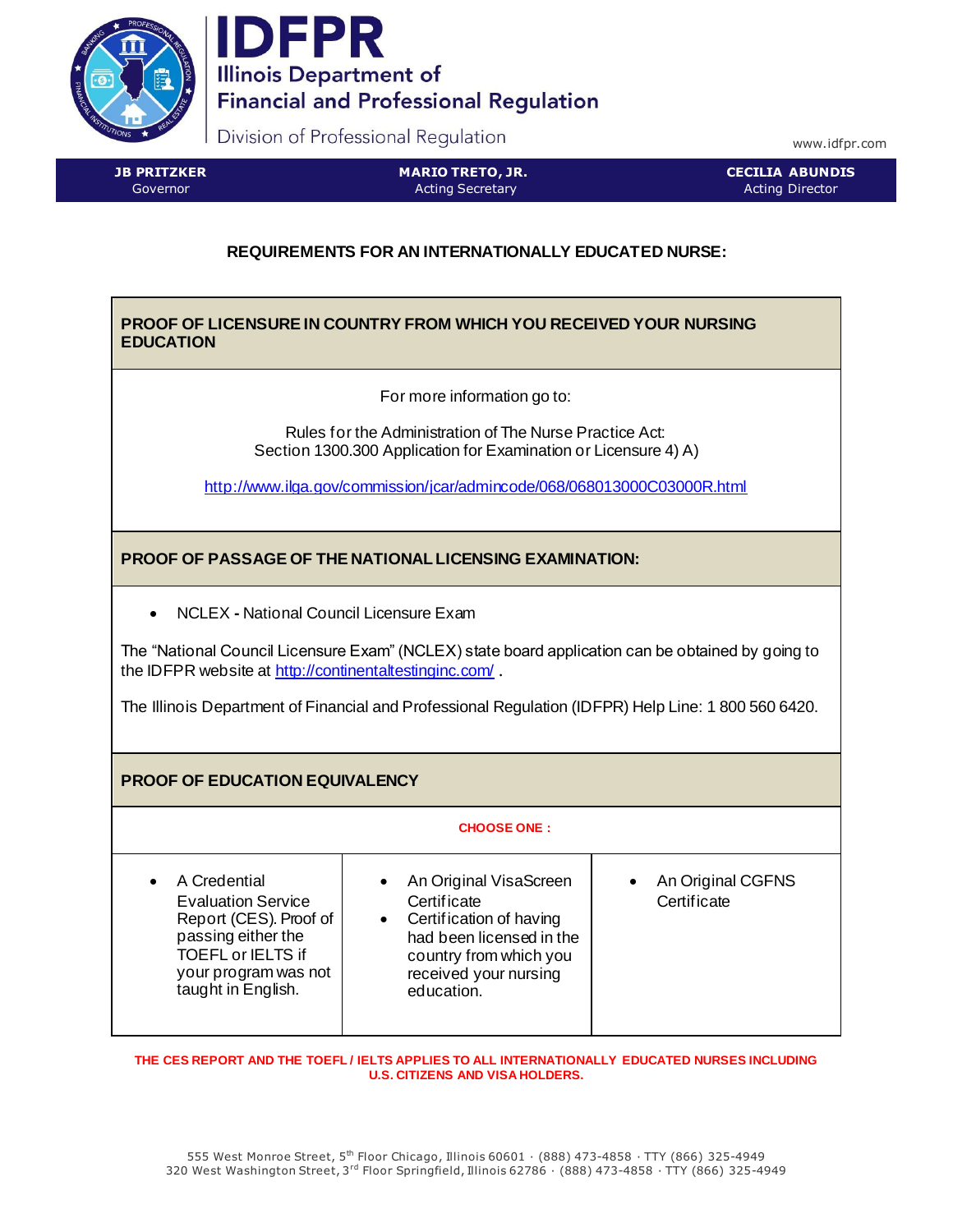# IDFPR

Illinois Department of Financial and Professional Regulation

Division of Professional Regulation

www.idfpr.com

| JB PRITZKER | MARIO TRETO, JR. | CECILIA ABUNDIS |
|---|---|---|
| Governor | Acting Secretary | Acting Director |

## REQUIREMENTS FOR AN INTERNATIONALLY EDUCATED NURSE:

### PROOF OF LICENSURE IN COUNTRY FROM WHICH YOU RECEIVED YOUR NURSING EDUCATION

For more information go to:

Rules for the Administration of The Nurse Practice Act:
Section 1300.300 Application for Examination or Licensure 4) A)

http://www.ilga.gov/commission/jcar/admincode/068/068013000C03000R.html

### PROOF OF PASSAGE OF THE NATIONAL LICENSING EXAMINATION:

- NCLEX **-** National Council Licensure Exam

The "National Council Licensure Exam" (NCLEX) state board application can be obtained by going to the IDFPR website at http://continentaltestinginc.com/ .

The Illinois Department of Financial and Professional Regulation (IDFPR) Help Line: 1 800 560 6420.

### PROOF OF EDUCATION EQUIVALENCY

**CHOOSE ONE :**

| | | |
|---|---|---|
| • A Credential Evaluation Service Report (CES). Proof of passing either the TOEFL or IELTS if your program was not taught in English. | • An Original VisaScreen Certificate<br>• Certification of having had been licensed in the country from which you received your nursing education. | • An Original CGFNS Certificate |

**THE CES REPORT AND THE TOEFL / IELTS APPLIES TO ALL INTERNATIONALLY EDUCATED NURSES INCLUDING U.S. CITIZENS AND VISA HOLDERS.**

555 West Monroe Street, 5th Floor Chicago, Illinois 60601 · (888) 473-4858 · TTY (866) 325-4949
320 West Washington Street, 3rd Floor Springfield, Illinois 62786 · (888) 473-4858 · TTY (866) 325-4949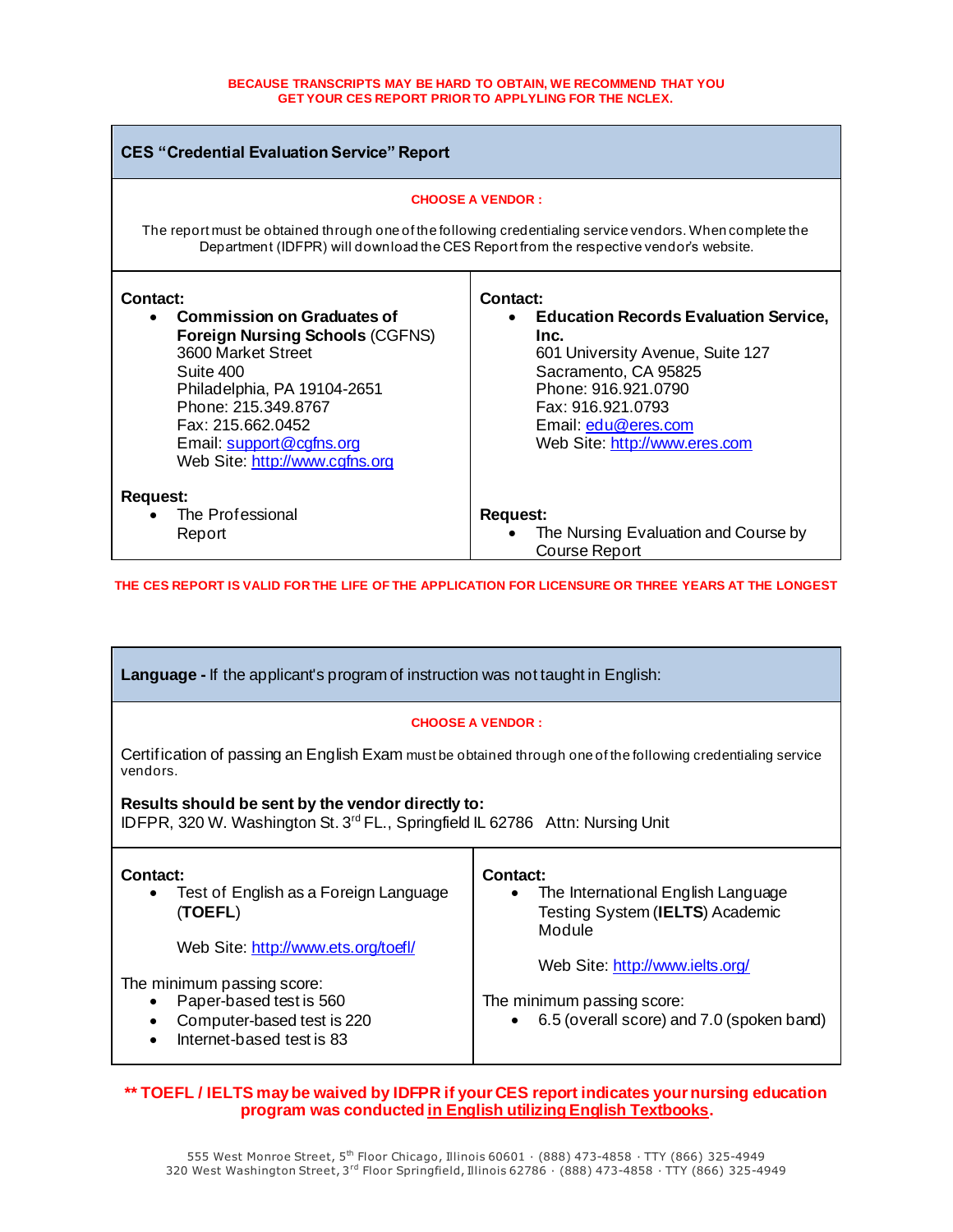**BECAUSE TRANSCRIPTS MAY BE HARD TO OBTAIN, WE RECOMMEND THAT YOU GET YOUR CES REPORT PRIOR TO APPLYING FOR THE NCLEX.**

## CES "Credential Evaluation Service" Report

**CHOOSE A VENDOR :**

The report must be obtained through one of the following credentialing service vendors. When complete the Department (IDFPR) will download the CES Report from the respective vendor's website.

| | |
|---|---|
| **Contact:**<br>• **Commission on Graduates of Foreign Nursing Schools** (CGFNS)<br>3600 Market Street<br>Suite 400<br>Philadelphia, PA 19104-2651<br>Phone: 215.349.8767<br>Fax: 215.662.0452<br>Email: support@cgfns.org<br>Web Site: http://www.cgfns.org<br><br>**Request:**<br>• The Professional Report | **Contact:**<br>• **Education Records Evaluation Service, Inc.**<br>601 University Avenue, Suite 127<br>Sacramento, CA 95825<br>Phone: 916.921.0790<br>Fax: 916.921.0793<br>Email: edu@eres.com<br>Web Site: http://www.eres.com<br><br>**Request:**<br>• The Nursing Evaluation and Course by Course Report |

**THE CES REPORT IS VALID FOR THE LIFE OF THE APPLICATION FOR LICENSURE OR THREE YEARS AT THE LONGEST**

## Language - If the applicant's program of instruction was not taught in English:

**CHOOSE A VENDOR :**

Certification of passing an English Exam must be obtained through one of the following credentialing service vendors.

**Results should be sent by the vendor directly to:**
IDFPR, 320 W. Washington St. 3rd FL., Springfield IL 62786 Attn: Nursing Unit

| | |
|---|---|
| **Contact:**<br>• Test of English as a Foreign Language (**TOEFL**)<br><br>Web Site: http://www.ets.org/toefl/<br><br>The minimum passing score:<br>• Paper-based test is 560<br>• Computer-based test is 220<br>• Internet-based test is 83 | **Contact:**<br>• The International English Language Testing System (**IELTS**) Academic Module<br><br>Web Site: http://www.ielts.org/<br><br>The minimum passing score:<br>• 6.5 (overall score) and 7.0 (spoken band) |

**\*\* TOEFL / IELTS may be waived by IDFPR if your CES report indicates your nursing education program was conducted <u>in English utilizing English Textbooks</u>.**

555 West Monroe Street, 5th Floor Chicago, Illinois 60601 · (888) 473-4858 · TTY (866) 325-4949
320 West Washington Street, 3rd Floor Springfield, Illinois 62786 · (888) 473-4858 · TTY (866) 325-4949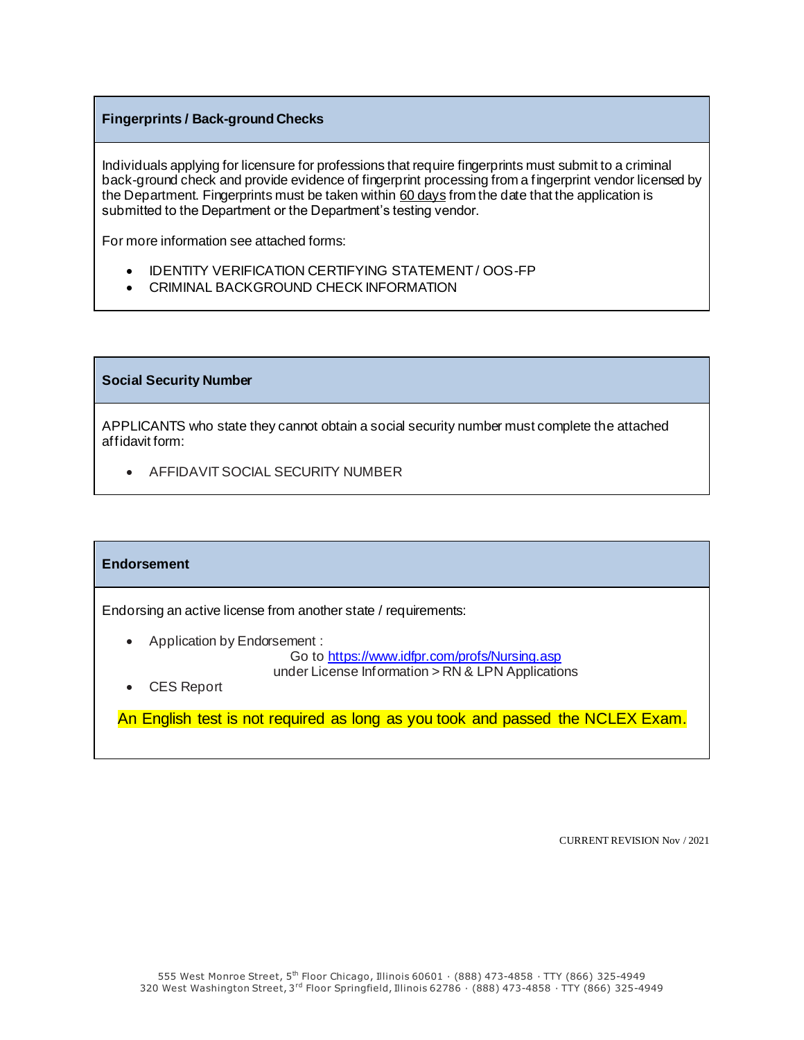## Fingerprints / Back-ground Checks

Individuals applying for licensure for professions that require fingerprints must submit to a criminal back-ground check and provide evidence of fingerprint processing from a fingerprint vendor licensed by the Department. Fingerprints must be taken within 60 days from the date that the application is submitted to the Department or the Department's testing vendor.

For more information see attached forms:

- IDENTITY VERIFICATION CERTIFYING STATEMENT / OOS-FP
- CRIMINAL BACKGROUND CHECK INFORMATION

## Social Security Number

APPLICANTS who state they cannot obtain a social security number must complete the attached affidavit form:

- AFFIDAVIT SOCIAL SECURITY NUMBER

## Endorsement

Endorsing an active license from another state / requirements:

- Application by Endorsement :
  Go to https://www.idfpr.com/profs/Nursing.asp
  under License Information > RN & LPN Applications
- CES Report

An English test is not required as long as you took and passed the NCLEX Exam.

CURRENT REVISION Nov / 2021

555 West Monroe Street, 5th Floor Chicago, Illinois 60601 · (888) 473-4858 · TTY (866) 325-4949
320 West Washington Street, 3rd Floor Springfield, Illinois 62786 · (888) 473-4858 · TTY (866) 325-4949